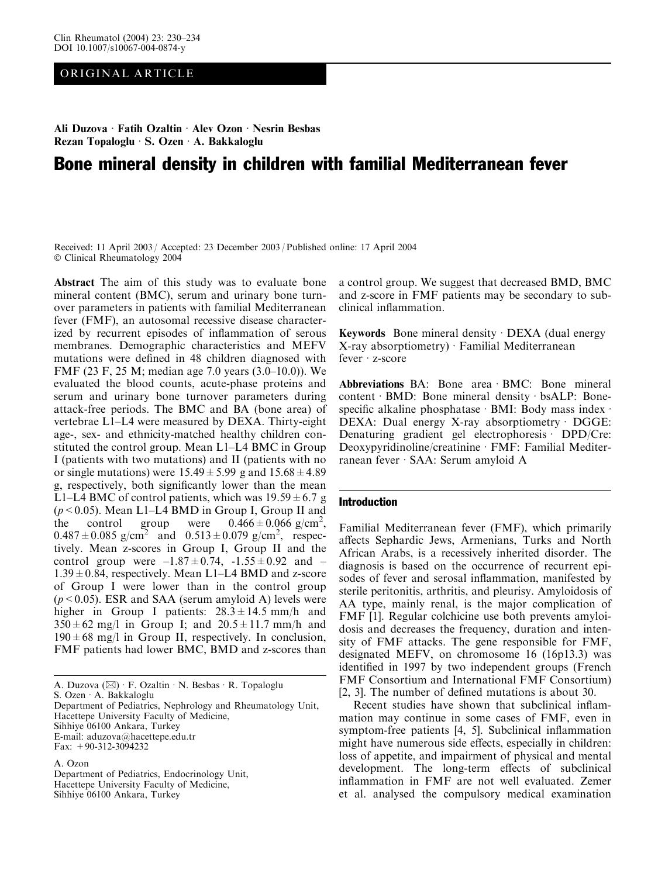ORIGINAL ARTICLE

**Ali Duzova · Fatih Ozaltin · Alev Ozon · Nesrin Besbas Rezan Topaloglu · S. Ozen · A. Bakkaloglu**

# Bone mineral density in children with familial Mediterranean fever

Received: 11 April 2003 / Accepted: 23 December 2003 / Published online: 17 April 2004
© Clinical Rheumatology 2004

**Abstract** The aim of this study was to evaluate bone mineral content (BMC), serum and urinary bone turnover parameters in patients with familial Mediterranean fever (FMF), an autosomal recessive disease characterized by recurrent episodes of inflammation of serous membranes. Demographic characteristics and MEFV mutations were defined in 48 children diagnosed with FMF (23 F, 25 M; median age 7.0 years (3.0–10.0)). We evaluated the blood counts, acute-phase proteins and serum and urinary bone turnover parameters during attack-free periods. The BMC and BA (bone area) of vertebrae L1–L4 were measured by DEXA. Thirty-eight age-, sex- and ethnicity-matched healthy children constituted the control group. Mean L1–L4 BMC in Group I (patients with two mutations) and II (patients with no or single mutations) were $15.49 \pm 5.99$ g and $15.68 \pm 4.89$ g, respectively, both significantly lower than the mean L1–L4 BMC of control patients, which was $19.59 \pm 6.7$ g ($p < 0.05$). Mean L1–L4 BMD in Group I, Group II and the control group were $0.466 \pm 0.066$ g/cm$^2$, $0.487 \pm 0.085$ g/cm$^2$ and $0.513 \pm 0.079$ g/cm$^2$, respectively. Mean z-scores in Group I, Group II and the control group were $-1.87 \pm 0.74$, $-1.55 \pm 0.92$ and $-1.39 \pm 0.84$, respectively. Mean L1–L4 BMD and z-score of Group I were lower than in the control group ($p < 0.05$). ESR and SAA (serum amyloid A) levels were higher in Group I patients: $28.3 \pm 14.5$ mm/h and $350 \pm 62$ mg/l in Group I; and $20.5 \pm 11.7$ mm/h and $190 \pm 68$ mg/l in Group II, respectively. In conclusion, FMF patients had lower BMC, BMD and z-scores than a control group. We suggest that decreased BMD, BMC and z-score in FMF patients may be secondary to subclinical inflammation.

**Keywords** Bone mineral density · DEXA (dual energy X-ray absorptiometry) · Familial Mediterranean fever · z-score

**Abbreviations** BA: Bone area · BMC: Bone mineral content · BMD: Bone mineral density · bsALP: Bone-specific alkaline phosphatase · BMI: Body mass index · DEXA: Dual energy X-ray absorptiometry · DGGE: Denaturing gradient gel electrophoresis · DPD/Cre: Deoxypyridinoline/creatinine · FMF: Familial Mediterranean fever · SAA: Serum amyloid A

A. Duzova (✉) · F. Ozaltin · N. Besbas · R. Topaloglu
S. Ozen · A. Bakkaloglu
Department of Pediatrics, Nephrology and Rheumatology Unit,
Hacettepe University Faculty of Medicine,
Sihhiye 06100 Ankara, Turkey
E-mail: aduzova@hacettepe.edu.tr
Fax: +90-312-3094232

A. Ozon
Department of Pediatrics, Endocrinology Unit,
Hacettepe University Faculty of Medicine,
Sihhiye 06100 Ankara, Turkey

## Introduction

Familial Mediterranean fever (FMF), which primarily affects Sephardic Jews, Armenians, Turks and North African Arabs, is a recessively inherited disorder. The diagnosis is based on the occurrence of recurrent episodes of fever and serosal inflammation, manifested by sterile peritonitis, arthritis, and pleurisy. Amyloidosis of AA type, mainly renal, is the major complication of FMF [1]. Regular colchicine use both prevents amyloidosis and decreases the frequency, duration and intensity of FMF attacks. The gene responsible for FMF, designated MEFV, on chromosome 16 (16p13.3) was identified in 1997 by two independent groups (French FMF Consortium and International FMF Consortium) [2, 3]. The number of defined mutations is about 30.

Recent studies have shown that subclinical inflammation may continue in some cases of FMF, even in symptom-free patients [4, 5]. Subclinical inflammation might have numerous side effects, especially in children: loss of appetite, and impairment of physical and mental development. The long-term effects of subclinical inflammation in FMF are not well evaluated. Zemer et al. analysed the compulsory medical examination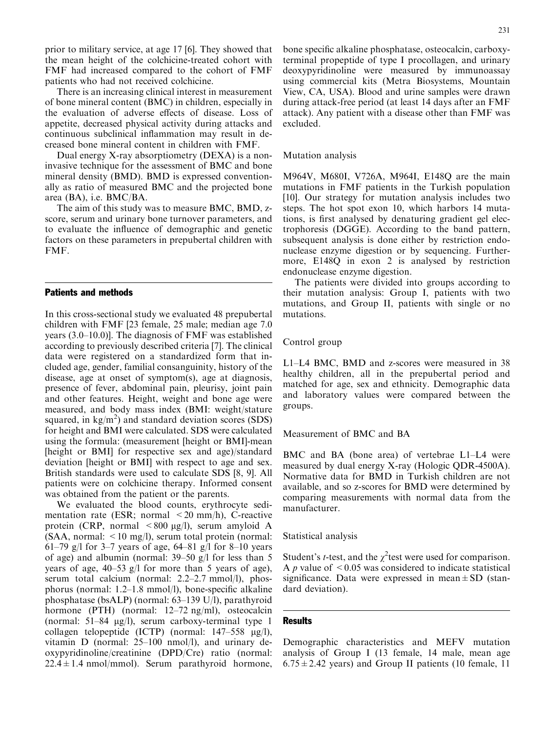prior to military service, at age 17 [6]. They showed that the mean height of the colchicine-treated cohort with FMF had increased compared to the cohort of FMF patients who had not received colchicine.

There is an increasing clinical interest in measurement of bone mineral content (BMC) in children, especially in the evaluation of adverse effects of disease. Loss of appetite, decreased physical activity during attacks and continuous subclinical inflammation may result in decreased bone mineral content in children with FMF.

Dual energy X-ray absorptiometry (DEXA) is a non-invasive technique for the assessment of BMC and bone mineral density (BMD). BMD is expressed conventionally as ratio of measured BMC and the projected bone area (BA), i.e. BMC/BA.

The aim of this study was to measure BMC, BMD, z-score, serum and urinary bone turnover parameters, and to evaluate the influence of demographic and genetic factors on these parameters in prepubertal children with FMF.

## Patients and methods

In this cross-sectional study we evaluated 48 prepubertal children with FMF [23 female, 25 male; median age 7.0 years (3.0–10.0)]. The diagnosis of FMF was established according to previously described criteria [7]. The clinical data were registered on a standardized form that included age, gender, familial consanguinity, history of the disease, age at onset of symptom(s), age at diagnosis, presence of fever, abdominal pain, pleurisy, joint pain and other features. Height, weight and bone age were measured, and body mass index (BMI: weight/stature squared, in $kg/m^2$) and standard deviation scores (SDS) for height and BMI were calculated. SDS were calculated using the formula: (measurement [height or BMI]-mean [height or BMI] for respective sex and age)/standard deviation [height or BMI] with respect to age and sex. British standards were used to calculate SDS [8, 9]. All patients were on colchicine therapy. Informed consent was obtained from the patient or the parents.

We evaluated the blood counts, erythrocyte sedimentation rate (ESR; normal <20 mm/h), C-reactive protein (CRP, normal <800 μg/l), serum amyloid A (SAA, normal: <10 mg/l), serum total protein (normal: 61–79 g/l for 3–7 years of age, 64–81 g/l for 8–10 years of age) and albumin (normal: 39–50 g/l for less than 5 years of age, 40–53 g/l for more than 5 years of age), serum total calcium (normal: 2.2–2.7 mmol/l), phosphorus (normal: 1.2–1.8 mmol/l), bone-specific alkaline phosphatase (bsALP) (normal: 63–139 U/l), parathyroid hormone (PTH) (normal: 12–72 ng/ml), osteocalcin (normal: 51–84 μg/l), serum carboxy-terminal type 1 collagen telopeptide (ICTP) (normal: 147–558 μg/l), vitamin D (normal: 25–100 nmol/l), and urinary deoxypyridinoline/creatinine (DPD/Cre) ratio (normal: $22.4 \pm 1.4$ nmol/mmol). Serum parathyroid hormone, bone specific alkaline phosphatase, osteocalcin, carboxy-terminal propeptide of type I procollagen, and urinary deoxypyridinoline were measured by immunoassay using commercial kits (Metra Biosystems, Mountain View, CA, USA). Blood and urine samples were drawn during attack-free period (at least 14 days after an FMF attack). Any patient with a disease other than FMF was excluded.

### Mutation analysis

M964V, M680I, V726A, M964I, E148Q are the main mutations in FMF patients in the Turkish population [10]. Our strategy for mutation analysis includes two steps. The hot spot exon 10, which harbors 14 mutations, is first analysed by denaturing gradient gel electrophoresis (DGGE). According to the band pattern, subsequent analysis is done either by restriction endonuclease enzyme digestion or by sequencing. Furthermore, E148Q in exon 2 is analysed by restriction endonuclease enzyme digestion.

The patients were divided into groups according to their mutation analysis: Group I, patients with two mutations, and Group II, patients with single or no mutations.

### Control group

L1–L4 BMC, BMD and z-scores were measured in 38 healthy children, all in the prepubertal period and matched for age, sex and ethnicity. Demographic data and laboratory values were compared between the groups.

### Measurement of BMC and BA

BMC and BA (bone area) of vertebrae L1–L4 were measured by dual energy X-ray (Hologic QDR-4500A). Normative data for BMD in Turkish children are not available, and so z-scores for BMD were determined by comparing measurements with normal data from the manufacturer.

### Statistical analysis

Student's *t*-test, and the $\chi^2$test were used for comparison. A $p$ value of $<0.05$ was considered to indicate statistical significance. Data were expressed in mean ± SD (standard deviation).

## Results

Demographic characteristics and MEFV mutation analysis of Group I (13 female, 14 male, mean age $6.75 \pm 2.42$ years) and Group II patients (10 female, 11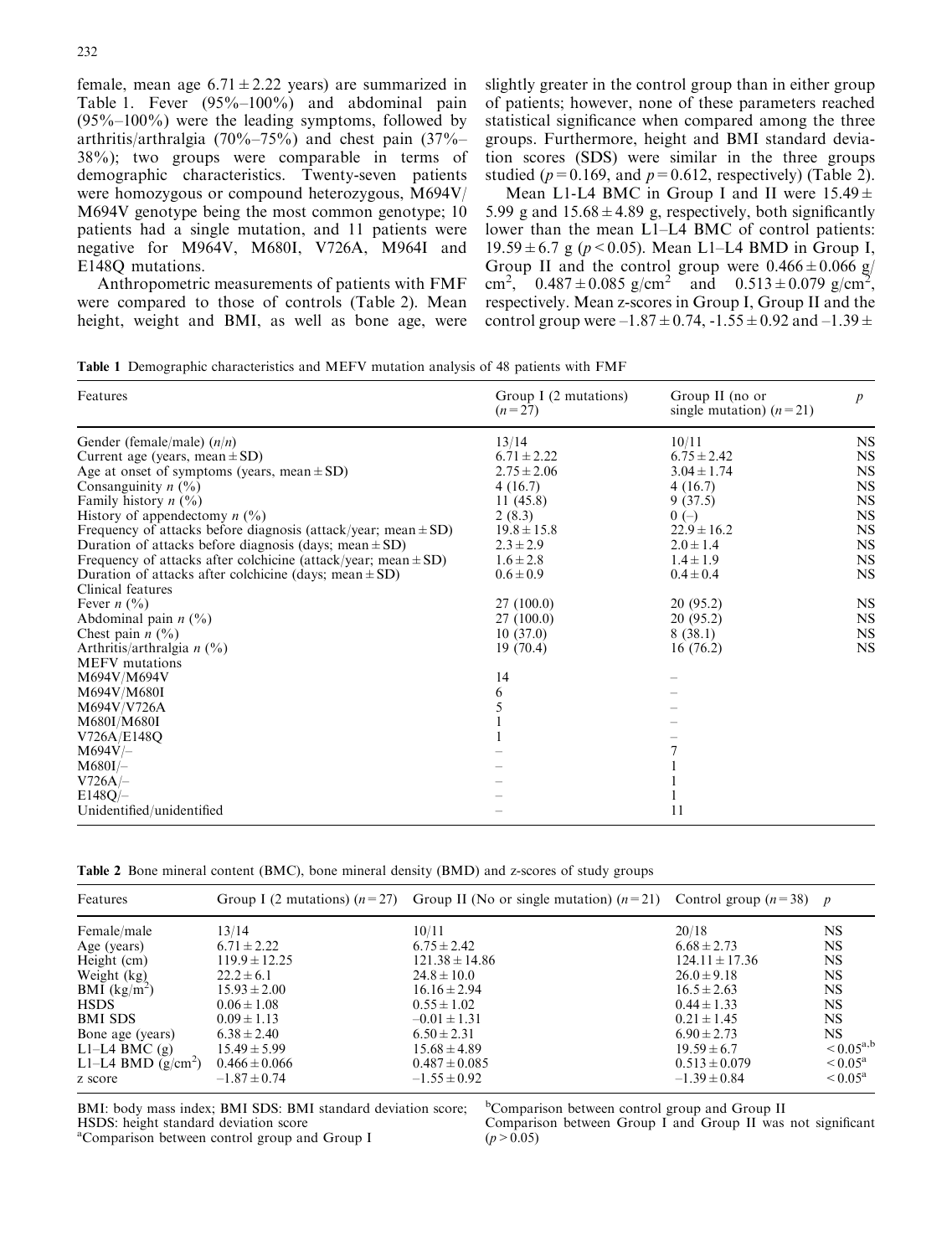female, mean age $6.71 \pm 2.22$ years) are summarized in Table 1. Fever (95%–100%) and abdominal pain (95%–100%) were the leading symptoms, followed by arthritis/arthralgia (70%–75%) and chest pain (37%–38%); two groups were comparable in terms of demographic characteristics. Twenty-seven patients were homozygous or compound heterozygous, M694V/M694V genotype being the most common genotype; 10 patients had a single mutation, and 11 patients were negative for M964V, M680I, V726A, M964I and E148Q mutations.

Anthropometric measurements of patients with FMF were compared to those of controls (Table 2). Mean height, weight and BMI, as well as bone age, were slightly greater in the control group than in either group of patients; however, none of these parameters reached statistical significance when compared among the three groups. Furthermore, height and BMI standard deviation scores (SDS) were similar in the three groups studied ($p = 0.169$, and $p = 0.612$, respectively) (Table 2).

Mean L1-L4 BMC in Group I and II were $15.49 \pm 5.99$ g and $15.68 \pm 4.89$ g, respectively, both significantly lower than the mean L1–L4 BMC of control patients: $19.59 \pm 6.7$ g ($p < 0.05$). Mean L1–L4 BMD in Group I, Group II and the control group were $0.466 \pm 0.066$ g/cm$^2$, $0.487 \pm 0.085$ g/cm$^2$ and $0.513 \pm 0.079$ g/cm$^2$, respectively. Mean z-scores in Group I, Group II and the control group were $-1.87 \pm 0.74$, $-1.55 \pm 0.92$ and $-1.39 \pm$

**Table 1** Demographic characteristics and MEFV mutation analysis of 48 patients with FMF

| Features | Group I (2 mutations) ($n = 27$) | Group II (no or single mutation) ($n = 21$) | $p$ |
|---|---|---|---|
| Gender (female/male) ($n/n$) | 13/14 | 10/11 | NS |
| Current age (years, mean ± SD) | $6.71 \pm 2.22$ | $6.75 \pm 2.42$ | NS |
| Age at onset of symptoms (years, mean ± SD) | $2.75 \pm 2.06$ | $3.04 \pm 1.74$ | NS |
| Consanguinity $n$ (%) | 4 (16.7) | 4 (16.7) | NS |
| Family history $n$ (%) | 11 (45.8) | 9 (37.5) | NS |
| History of appendectomy $n$ (%) | 2 (8.3) | 0 (–) | NS |
| Frequency of attacks before diagnosis (attack/year; mean ± SD) | $19.8 \pm 15.8$ | $22.9 \pm 16.2$ | NS |
| Duration of attacks before diagnosis (days; mean ± SD) | $2.3 \pm 2.9$ | $2.0 \pm 1.4$ | NS |
| Frequency of attacks after colchicine (attack/year; mean ± SD) | $1.6 \pm 2.8$ | $1.4 \pm 1.9$ | NS |
| Duration of attacks after colchicine (days; mean ± SD) | $0.6 \pm 0.9$ | $0.4 \pm 0.4$ | NS |
| Clinical features | | | |
| Fever $n$ (%) | 27 (100.0) | 20 (95.2) | NS |
| Abdominal pain $n$ (%) | 27 (100.0) | 20 (95.2) | NS |
| Chest pain $n$ (%) | 10 (37.0) | 8 (38.1) | NS |
| Arthritis/arthralgia $n$ (%) | 19 (70.4) | 16 (76.2) | NS |
| MEFV mutations | | | |
| M694V/M694V | 14 | – | |
| M694V/M680I | 6 | – | |
| M694V/V726A | 5 | – | |
| M680I/M680I | 1 | – | |
| V726A/E148Q | 1 | – | |
| M694V/– | – | 7 | |
| M680I/– | – | 1 | |
| V726A/– | – | 1 | |
| E148Q/– | – | 1 | |
| Unidentified/unidentified | – | 11 | |

**Table 2** Bone mineral content (BMC), bone mineral density (BMD) and z-scores of study groups

| Features | Group I (2 mutations) ($n = 27$) | Group II (No or single mutation) ($n = 21$) | Control group ($n = 38$) | $p$ |
|---|---|---|---|---|
| Female/male | 13/14 | 10/11 | 20/18 | NS |
| Age (years) | $6.71 \pm 2.22$ | $6.75 \pm 2.42$ | $6.68 \pm 2.73$ | NS |
| Height (cm) | $119.9 \pm 12.25$ | $121.38 \pm 14.86$ | $124.11 \pm 17.36$ | NS |
| Weight (kg) | $22.2 \pm 6.1$ | $24.8 \pm 10.0$ | $26.0 \pm 9.18$ | NS |
| BMI (kg/m$^2$) | $15.93 \pm 2.00$ | $16.16 \pm 2.94$ | $16.5 \pm 2.63$ | NS |
| HSDS | $0.06 \pm 1.08$ | $0.55 \pm 1.02$ | $0.44 \pm 1.33$ | NS |
| BMI SDS | $0.09 \pm 1.13$ | $-0.01 \pm 1.31$ | $0.21 \pm 1.45$ | NS |
| Bone age (years) | $6.38 \pm 2.40$ | $6.50 \pm 2.31$ | $6.90 \pm 2.73$ | NS |
| L1–L4 BMC (g) | $15.49 \pm 5.99$ | $15.68 \pm 4.89$ | $19.59 \pm 6.7$ | $< 0.05^{a,b}$ |
| L1–L4 BMD (g/cm$^2$) | $0.466 \pm 0.066$ | $0.487 \pm 0.085$ | $0.513 \pm 0.079$ | $< 0.05^{a}$ |
| z score | $-1.87 \pm 0.74$ | $-1.55 \pm 0.92$ | $-1.39 \pm 0.84$ | $< 0.05^{a}$ |

BMI: body mass index; BMI SDS: BMI standard deviation score; HSDS: height standard deviation score

[a] Comparison between control group and Group I

[b] Comparison between control group and Group II

Comparison between Group I and Group II was not significant ($p > 0.05$)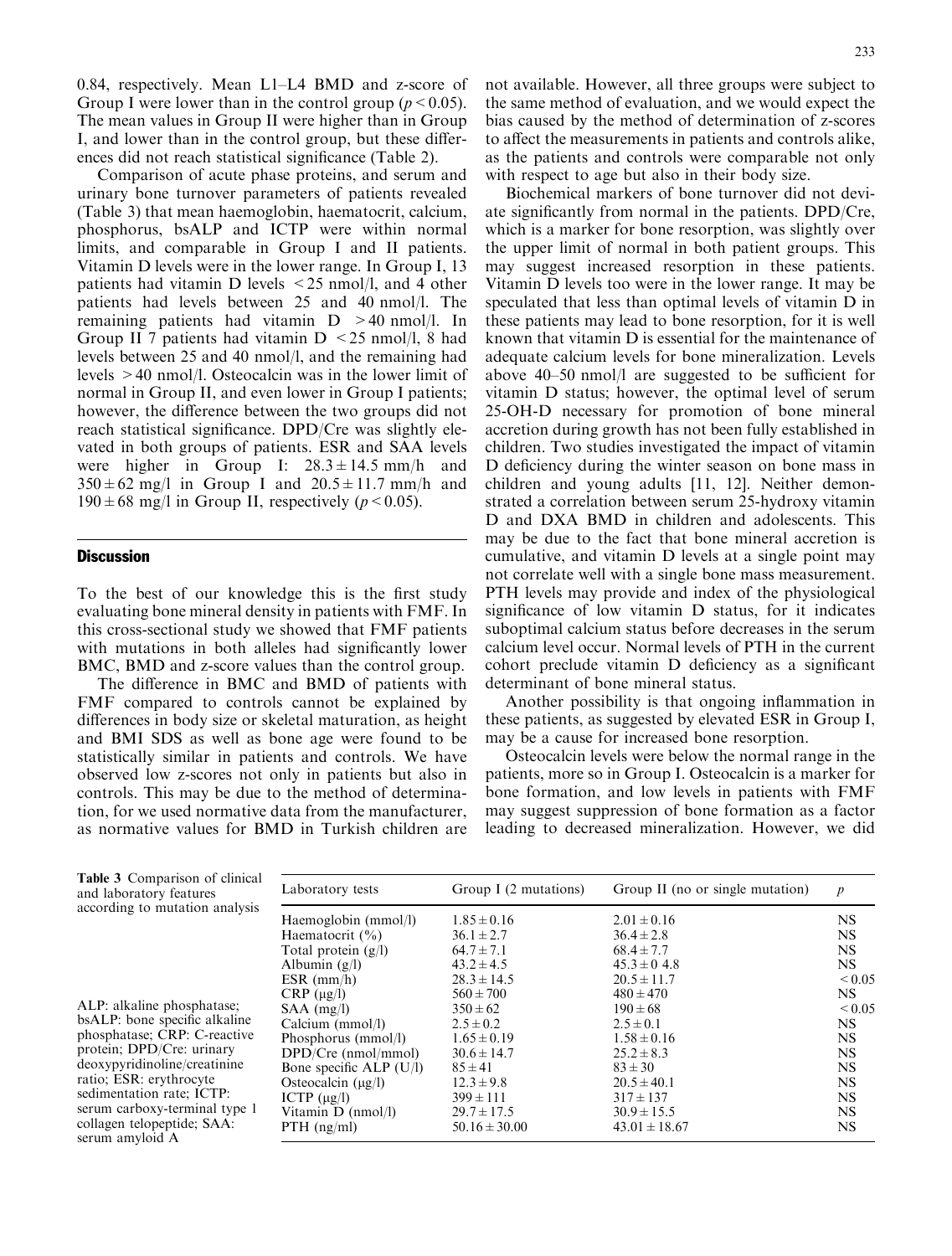0.84, respectively. Mean L1–L4 BMD and z-score of Group I were lower than in the control group ($p < 0.05$). The mean values in Group II were higher than in Group I, and lower than in the control group, but these differences did not reach statistical significance (Table 2).

Comparison of acute phase proteins, and serum and urinary bone turnover parameters of patients revealed (Table 3) that mean haemoglobin, haematocrit, calcium, phosphorus, bsALP and ICTP were within normal limits, and comparable in Group I and II patients. Vitamin D levels were in the lower range. In Group I, 13 patients had vitamin D levels <25 nmol/l, and 4 other patients had levels between 25 and 40 nmol/l. The remaining patients had vitamin D >40 nmol/l. In Group II 7 patients had vitamin D <25 nmol/l, 8 had levels between 25 and 40 nmol/l, and the remaining had levels >40 nmol/l. Osteocalcin was in the lower limit of normal in Group II, and even lower in Group I patients; however, the difference between the two groups did not reach statistical significance. DPD/Cre was slightly elevated in both groups of patients. ESR and SAA levels were higher in Group I: 28.3±14.5 mm/h and 350±62 mg/l in Group I and 20.5±11.7 mm/h and 190±68 mg/l in Group II, respectively ($p < 0.05$).

## Discussion

To the best of our knowledge this is the first study evaluating bone mineral density in patients with FMF. In this cross-sectional study we showed that FMF patients with mutations in both alleles had significantly lower BMC, BMD and z-score values than the control group.

The difference in BMC and BMD of patients with FMF compared to controls cannot be explained by differences in body size or skeletal maturation, as height and BMI SDS as well as bone age were found to be statistically similar in patients and controls. We have observed low z-scores not only in patients but also in controls. This may be due to the method of determination, for we used normative data from the manufacturer, as normative values for BMD in Turkish children are not available. However, all three groups were subject to the same method of evaluation, and we would expect the bias caused by the method of determination of z-scores to affect the measurements in patients and controls alike, as the patients and controls were comparable not only with respect to age but also in their body size.

Biochemical markers of bone turnover did not deviate significantly from normal in the patients. DPD/Cre, which is a marker for bone resorption, was slightly over the upper limit of normal in both patient groups. This may suggest increased resorption in these patients. Vitamin D levels too were in the lower range. It may be speculated that less than optimal levels of vitamin D in these patients may lead to bone resorption, for it is well known that vitamin D is essential for the maintenance of adequate calcium levels for bone mineralization. Levels above 40–50 nmol/l are suggested to be sufficient for vitamin D status; however, the optimal level of serum 25-OH-D necessary for promotion of bone mineral accretion during growth has not been fully established in children. Two studies investigated the impact of vitamin D deficiency during the winter season on bone mass in children and young adults [11, 12]. Neither demonstrated a correlation between serum 25-hydroxy vitamin D and DXA BMD in children and adolescents. This may be due to the fact that bone mineral accretion is cumulative, and vitamin D levels at a single point may not correlate well with a single bone mass measurement. PTH levels may provide and index of the physiological significance of low vitamin D status, for it indicates suboptimal calcium status before decreases in the serum calcium level occur. Normal levels of PTH in the current cohort preclude vitamin D deficiency as a significant determinant of bone mineral status.

Another possibility is that ongoing inflammation in these patients, as suggested by elevated ESR in Group I, may be a cause for increased bone resorption.

Osteocalcin levels were below the normal range in the patients, more so in Group I. Osteocalcin is a marker for bone formation, and low levels in patients with FMF may suggest suppression of bone formation as a factor leading to decreased mineralization. However, we did

**Table 3** Comparison of clinical and laboratory features according to mutation analysis

| Laboratory tests | Group I (2 mutations) | Group II (no or single mutation) | $p$ |
|---|---|---|---|
| Haemoglobin (mmol/l) | 1.85±0.16 | 2.01±0.16 | NS |
| Haematocrit (%) | 36.1±2.7 | 36.4±2.8 | NS |
| Total protein (g/l) | 64.7±7.1 | 68.4±7.7 | NS |
| Albumin (g/l) | 43.2±4.5 | 45.3±0 4.8 | NS |
| ESR (mm/h) | 28.3±14.5 | 20.5±11.7 | <0.05 |
| CRP (μg/l) | 560±700 | 480±470 | NS |
| SAA (mg/l) | 350±62 | 190±68 | <0.05 |
| Calcium (mmol/l) | 2.5±0.2 | 2.5±0.1 | NS |
| Phosphorus (mmol/l) | 1.65±0.19 | 1.58±0.16 | NS |
| DPD/Cre (nmol/mmol) | 30.6±14.7 | 25.2±8.3 | NS |
| Bone specific ALP (U/l) | 85±41 | 83±30 | NS |
| Osteocalcin (μg/l) | 12.3±9.8 | 20.5±40.1 | NS |
| ICTP (μg/l) | 399±111 | 317±137 | NS |
| Vitamin D (nmol/l) | 29.7±17.5 | 30.9±15.5 | NS |
| PTH (ng/ml) | 50.16±30.00 | 43.01±18.67 | NS |

ALP: alkaline phosphatase; bsALP: bone specific alkaline phosphatase; CRP: C-reactive protein; DPD/Cre: urinary deoxypyridinoline/creatinine ratio; ESR: erythrocyte sedimentation rate; ICTP: serum carboxy-terminal type 1 collagen telopeptide; SAA: serum amyloid A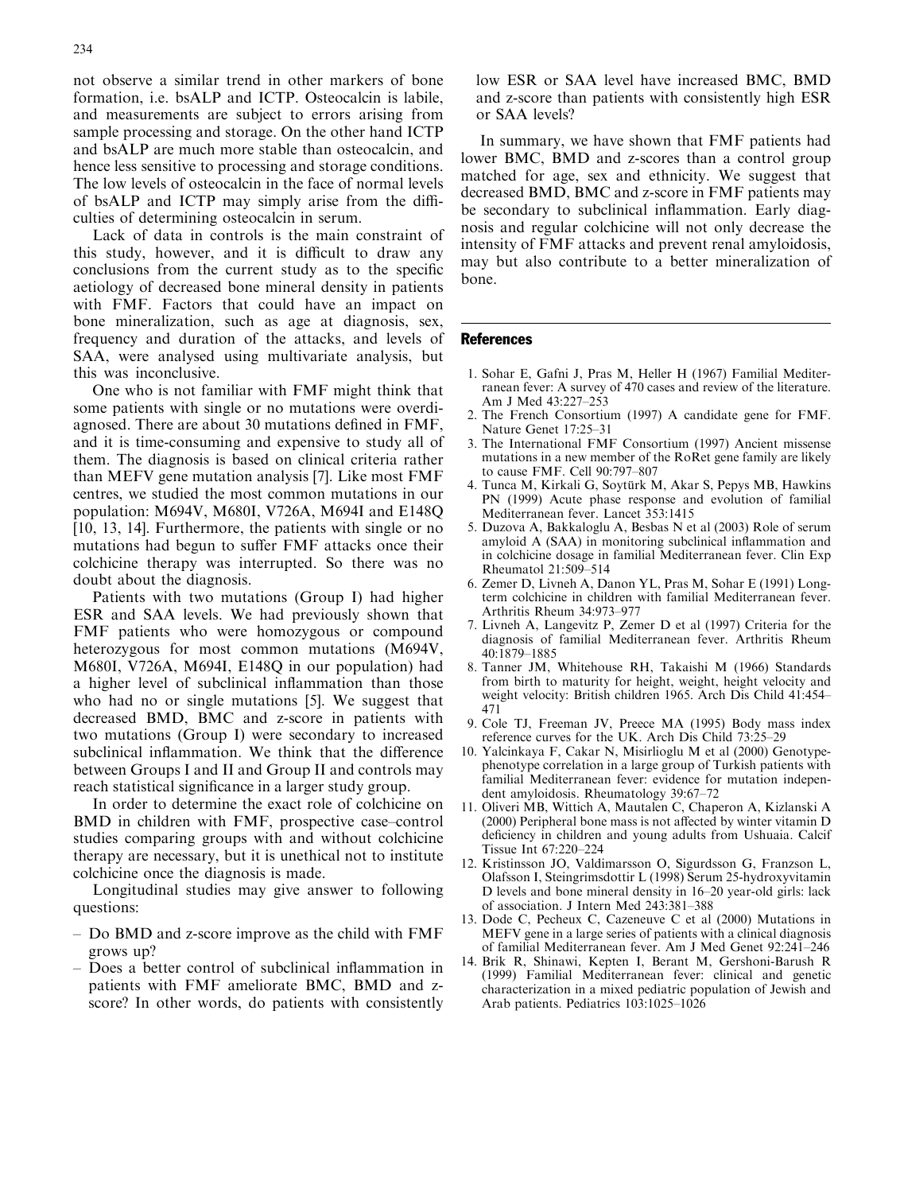not observe a similar trend in other markers of bone formation, i.e. bsALP and ICTP. Osteocalcin is labile, and measurements are subject to errors arising from sample processing and storage. On the other hand ICTP and bsALP are much more stable than osteocalcin, and hence less sensitive to processing and storage conditions. The low levels of osteocalcin in the face of normal levels of bsALP and ICTP may simply arise from the difficulties of determining osteocalcin in serum.

Lack of data in controls is the main constraint of this study, however, and it is difficult to draw any conclusions from the current study as to the specific aetiology of decreased bone mineral density in patients with FMF. Factors that could have an impact on bone mineralization, such as age at diagnosis, sex, frequency and duration of the attacks, and levels of SAA, were analysed using multivariate analysis, but this was inconclusive.

One who is not familiar with FMF might think that some patients with single or no mutations were overdiagnosed. There are about 30 mutations defined in FMF, and it is time-consuming and expensive to study all of them. The diagnosis is based on clinical criteria rather than MEFV gene mutation analysis [7]. Like most FMF centres, we studied the most common mutations in our population: M694V, M680I, V726A, M694I and E148Q [10, 13, 14]. Furthermore, the patients with single or no mutations had begun to suffer FMF attacks once their colchicine therapy was interrupted. So there was no doubt about the diagnosis.

Patients with two mutations (Group I) had higher ESR and SAA levels. We had previously shown that FMF patients who were homozygous or compound heterozygous for most common mutations (M694V, M680I, V726A, M694I, E148Q in our population) had a higher level of subclinical inflammation than those who had no or single mutations [5]. We suggest that decreased BMD, BMC and z-score in patients with two mutations (Group I) were secondary to increased subclinical inflammation. We think that the difference between Groups I and II and Group II and controls may reach statistical significance in a larger study group.

In order to determine the exact role of colchicine on BMD in children with FMF, prospective case–control studies comparing groups with and without colchicine therapy are necessary, but it is unethical not to institute colchicine once the diagnosis is made.

Longitudinal studies may give answer to following questions:

- Do BMD and z-score improve as the child with FMF grows up?
- Does a better control of subclinical inflammation in patients with FMF ameliorate BMC, BMD and z-score? In other words, do patients with consistently low ESR or SAA level have increased BMC, BMD and z-score than patients with consistently high ESR or SAA levels?

In summary, we have shown that FMF patients had lower BMC, BMD and z-scores than a control group matched for age, sex and ethnicity. We suggest that decreased BMD, BMC and z-score in FMF patients may be secondary to subclinical inflammation. Early diagnosis and regular colchicine will not only decrease the intensity of FMF attacks and prevent renal amyloidosis, may but also contribute to a better mineralization of bone.

## References

1. Sohar E, Gafni J, Pras M, Heller H (1967) Familial Mediterranean fever: A survey of 470 cases and review of the literature. Am J Med 43:227–253
2. The French Consortium (1997) A candidate gene for FMF. Nature Genet 17:25–31
3. The International FMF Consortium (1997) Ancient missense mutations in a new member of the RoRet gene family are likely to cause FMF. Cell 90:797–807
4. Tunca M, Kirkali G, Soytürk M, Akar S, Pepys MB, Hawkins PN (1999) Acute phase response and evolution of familial Mediterranean fever. Lancet 353:1415
5. Duzova A, Bakkaloglu A, Besbas N et al (2003) Role of serum amyloid A (SAA) in monitoring subclinical inflammation and in colchicine dosage in familial Mediterranean fever. Clin Exp Rheumatol 21:509–514
6. Zemer D, Livneh A, Danon YL, Pras M, Sohar E (1991) Long-term colchicine in children with familial Mediterranean fever. Arthritis Rheum 34:973–977
7. Livneh A, Langevitz P, Zemer D et al (1997) Criteria for the diagnosis of familial Mediterranean fever. Arthritis Rheum 40:1879–1885
8. Tanner JM, Whitehouse RH, Takaishi M (1966) Standards from birth to maturity for height, weight, height velocity and weight velocity: British children 1965. Arch Dis Child 41:454–471
9. Cole TJ, Freeman JV, Preece MA (1995) Body mass index reference curves for the UK. Arch Dis Child 73:25–29
10. Yalcinkaya F, Cakar N, Misirlioglu M et al (2000) Genotype-phenotype correlation in a large group of Turkish patients with familial Mediterranean fever: evidence for mutation independent amyloidosis. Rheumatology 39:67–72
11. Oliveri MB, Wittich A, Mautalen C, Chaperon A, Kizlanski A (2000) Peripheral bone mass is not affected by winter vitamin D deficiency in children and young adults from Ushuaia. Calcif Tissue Int 67:220–224
12. Kristinsson JO, Valdimarsson O, Sigurdsson G, Franzson L, Olafsson I, Steingrimsdottir L (1998) Serum 25-hydroxyvitamin D levels and bone mineral density in 16–20 year-old girls: lack of association. J Intern Med 243:381–388
13. Dode C, Pecheux C, Cazeneuve C et al (2000) Mutations in MEFV gene in a large series of patients with a clinical diagnosis of familial Mediterranean fever. Am J Med Genet 92:241–246
14. Brik R, Shinawi, Kepten I, Berant M, Gershoni-Barush R (1999) Familial Mediterranean fever: clinical and genetic characterization in a mixed pediatric population of Jewish and Arab patients. Pediatrics 103:1025–1026